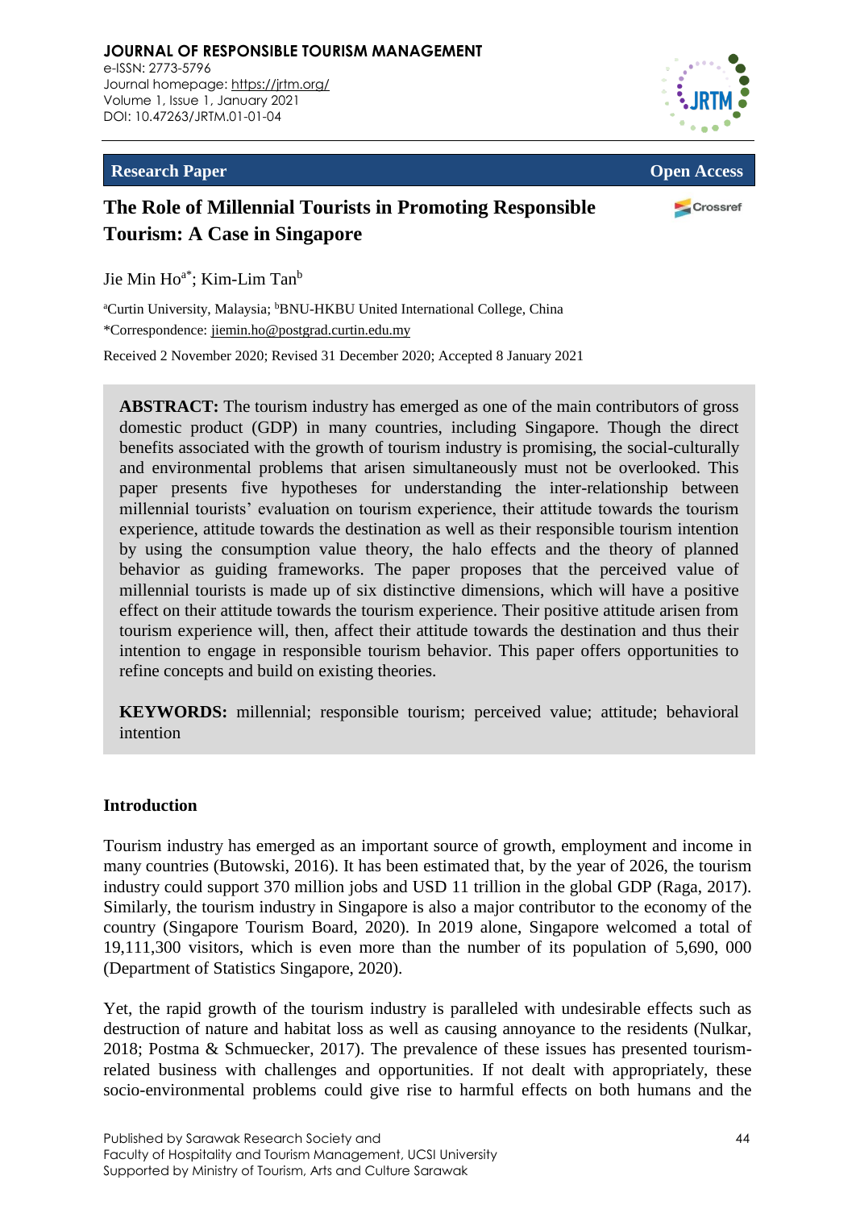JOURNAL OF RESPONSIBLE TOURISM MANAGEMENT
e-ISSN: 2773-5796
Journal homepage: https://jrtm.org/
Volume 1, Issue 1, January 2021
DOI: 10.47263/JRTM.01-01-04

**Research Paper** **Open Access**

# The Role of Millennial Tourists in Promoting Responsible Tourism: A Case in Singapore

Jie Min Ho[a*]; Kim-Lim Tan[b]

[a]Curtin University, Malaysia; [b]BNU-HKBU United International College, China
*Correspondence: jiemin.ho@postgrad.curtin.edu.my

Received 2 November 2020; Revised 31 December 2020; Accepted 8 January 2021

**ABSTRACT:** The tourism industry has emerged as one of the main contributors of gross domestic product (GDP) in many countries, including Singapore. Though the direct benefits associated with the growth of tourism industry is promising, the social-culturally and environmental problems that arisen simultaneously must not be overlooked. This paper presents five hypotheses for understanding the inter-relationship between millennial tourists' evaluation on tourism experience, their attitude towards the tourism experience, attitude towards the destination as well as their responsible tourism intention by using the consumption value theory, the halo effects and the theory of planned behavior as guiding frameworks. The paper proposes that the perceived value of millennial tourists is made up of six distinctive dimensions, which will have a positive effect on their attitude towards the tourism experience. Their positive attitude arisen from tourism experience will, then, affect their attitude towards the destination and thus their intention to engage in responsible tourism behavior. This paper offers opportunities to refine concepts and build on existing theories.

**KEYWORDS:** millennial; responsible tourism; perceived value; attitude; behavioral intention

## Introduction

Tourism industry has emerged as an important source of growth, employment and income in many countries (Butowski, 2016). It has been estimated that, by the year of 2026, the tourism industry could support 370 million jobs and USD 11 trillion in the global GDP (Raga, 2017). Similarly, the tourism industry in Singapore is also a major contributor to the economy of the country (Singapore Tourism Board, 2020). In 2019 alone, Singapore welcomed a total of 19,111,300 visitors, which is even more than the number of its population of 5,690, 000 (Department of Statistics Singapore, 2020).

Yet, the rapid growth of the tourism industry is paralleled with undesirable effects such as destruction of nature and habitat loss as well as causing annoyance to the residents (Nulkar, 2018; Postma & Schmuecker, 2017). The prevalence of these issues has presented tourism-related business with challenges and opportunities. If not dealt with appropriately, these socio-environmental problems could give rise to harmful effects on both humans and the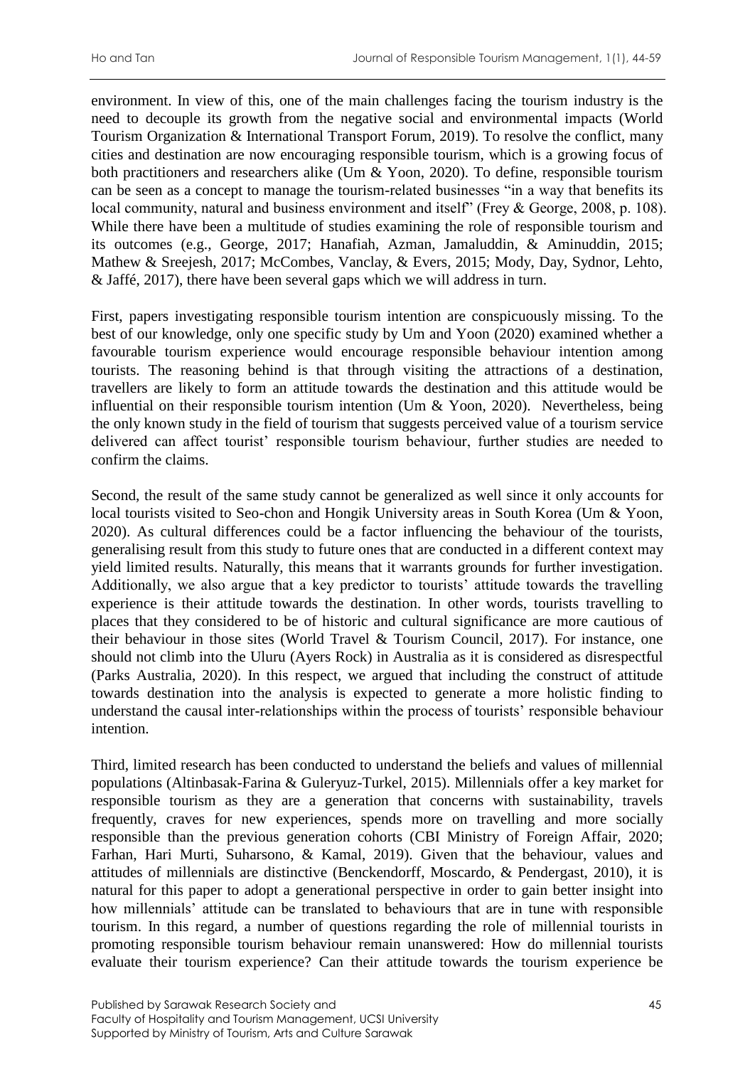environment. In view of this, one of the main challenges facing the tourism industry is the need to decouple its growth from the negative social and environmental impacts (World Tourism Organization & International Transport Forum, 2019). To resolve the conflict, many cities and destination are now encouraging responsible tourism, which is a growing focus of both practitioners and researchers alike (Um & Yoon, 2020). To define, responsible tourism can be seen as a concept to manage the tourism-related businesses "in a way that benefits its local community, natural and business environment and itself" (Frey & George, 2008, p. 108). While there have been a multitude of studies examining the role of responsible tourism and its outcomes (e.g., George, 2017; Hanafiah, Azman, Jamaluddin, & Aminuddin, 2015; Mathew & Sreejesh, 2017; McCombes, Vanclay, & Evers, 2015; Mody, Day, Sydnor, Lehto, & Jaffé, 2017), there have been several gaps which we will address in turn.

First, papers investigating responsible tourism intention are conspicuously missing. To the best of our knowledge, only one specific study by Um and Yoon (2020) examined whether a favourable tourism experience would encourage responsible behaviour intention among tourists. The reasoning behind is that through visiting the attractions of a destination, travellers are likely to form an attitude towards the destination and this attitude would be influential on their responsible tourism intention (Um & Yoon, 2020). Nevertheless, being the only known study in the field of tourism that suggests perceived value of a tourism service delivered can affect tourist' responsible tourism behaviour, further studies are needed to confirm the claims.

Second, the result of the same study cannot be generalized as well since it only accounts for local tourists visited to Seo-chon and Hongik University areas in South Korea (Um & Yoon, 2020). As cultural differences could be a factor influencing the behaviour of the tourists, generalising result from this study to future ones that are conducted in a different context may yield limited results. Naturally, this means that it warrants grounds for further investigation. Additionally, we also argue that a key predictor to tourists' attitude towards the travelling experience is their attitude towards the destination. In other words, tourists travelling to places that they considered to be of historic and cultural significance are more cautious of their behaviour in those sites (World Travel & Tourism Council, 2017). For instance, one should not climb into the Uluru (Ayers Rock) in Australia as it is considered as disrespectful (Parks Australia, 2020). In this respect, we argued that including the construct of attitude towards destination into the analysis is expected to generate a more holistic finding to understand the causal inter-relationships within the process of tourists' responsible behaviour intention.

Third, limited research has been conducted to understand the beliefs and values of millennial populations (Altinbasak-Farina & Guleryuz-Turkel, 2015). Millennials offer a key market for responsible tourism as they are a generation that concerns with sustainability, travels frequently, craves for new experiences, spends more on travelling and more socially responsible than the previous generation cohorts (CBI Ministry of Foreign Affair, 2020; Farhan, Hari Murti, Suharsono, & Kamal, 2019). Given that the behaviour, values and attitudes of millennials are distinctive (Benckendorff, Moscardo, & Pendergast, 2010), it is natural for this paper to adopt a generational perspective in order to gain better insight into how millennials' attitude can be translated to behaviours that are in tune with responsible tourism. In this regard, a number of questions regarding the role of millennial tourists in promoting responsible tourism behaviour remain unanswered: How do millennial tourists evaluate their tourism experience? Can their attitude towards the tourism experience be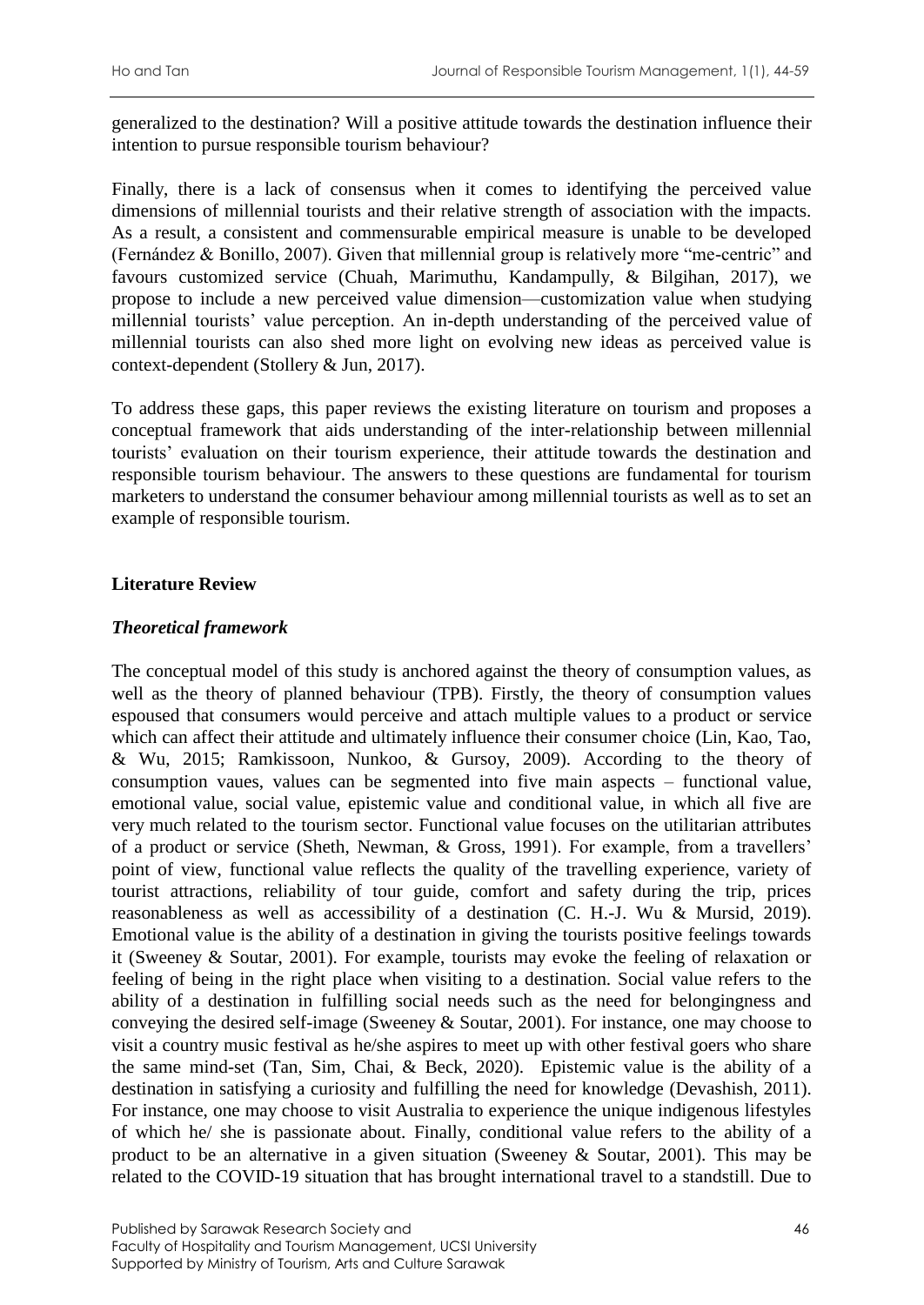generalized to the destination? Will a positive attitude towards the destination influence their intention to pursue responsible tourism behaviour?

Finally, there is a lack of consensus when it comes to identifying the perceived value dimensions of millennial tourists and their relative strength of association with the impacts. As a result, a consistent and commensurable empirical measure is unable to be developed (Fernández & Bonillo, 2007). Given that millennial group is relatively more "me-centric" and favours customized service (Chuah, Marimuthu, Kandampully, & Bilgihan, 2017), we propose to include a new perceived value dimension—customization value when studying millennial tourists' value perception. An in-depth understanding of the perceived value of millennial tourists can also shed more light on evolving new ideas as perceived value is context-dependent (Stollery & Jun, 2017).

To address these gaps, this paper reviews the existing literature on tourism and proposes a conceptual framework that aids understanding of the inter-relationship between millennial tourists' evaluation on their tourism experience, their attitude towards the destination and responsible tourism behaviour. The answers to these questions are fundamental for tourism marketers to understand the consumer behaviour among millennial tourists as well as to set an example of responsible tourism.

## Literature Review

### *Theoretical framework*

The conceptual model of this study is anchored against the theory of consumption values, as well as the theory of planned behaviour (TPB). Firstly, the theory of consumption values espoused that consumers would perceive and attach multiple values to a product or service which can affect their attitude and ultimately influence their consumer choice (Lin, Kao, Tao, & Wu, 2015; Ramkissoon, Nunkoo, & Gursoy, 2009). According to the theory of consumption vaues, values can be segmented into five main aspects – functional value, emotional value, social value, epistemic value and conditional value, in which all five are very much related to the tourism sector. Functional value focuses on the utilitarian attributes of a product or service (Sheth, Newman, & Gross, 1991). For example, from a travellers' point of view, functional value reflects the quality of the travelling experience, variety of tourist attractions, reliability of tour guide, comfort and safety during the trip, prices reasonableness as well as accessibility of a destination (C. H.-J. Wu & Mursid, 2019). Emotional value is the ability of a destination in giving the tourists positive feelings towards it (Sweeney & Soutar, 2001). For example, tourists may evoke the feeling of relaxation or feeling of being in the right place when visiting to a destination. Social value refers to the ability of a destination in fulfilling social needs such as the need for belongingness and conveying the desired self-image (Sweeney & Soutar, 2001). For instance, one may choose to visit a country music festival as he/she aspires to meet up with other festival goers who share the same mind-set (Tan, Sim, Chai, & Beck, 2020). Epistemic value is the ability of a destination in satisfying a curiosity and fulfilling the need for knowledge (Devashish, 2011). For instance, one may choose to visit Australia to experience the unique indigenous lifestyles of which he/ she is passionate about. Finally, conditional value refers to the ability of a product to be an alternative in a given situation (Sweeney & Soutar, 2001). This may be related to the COVID-19 situation that has brought international travel to a standstill. Due to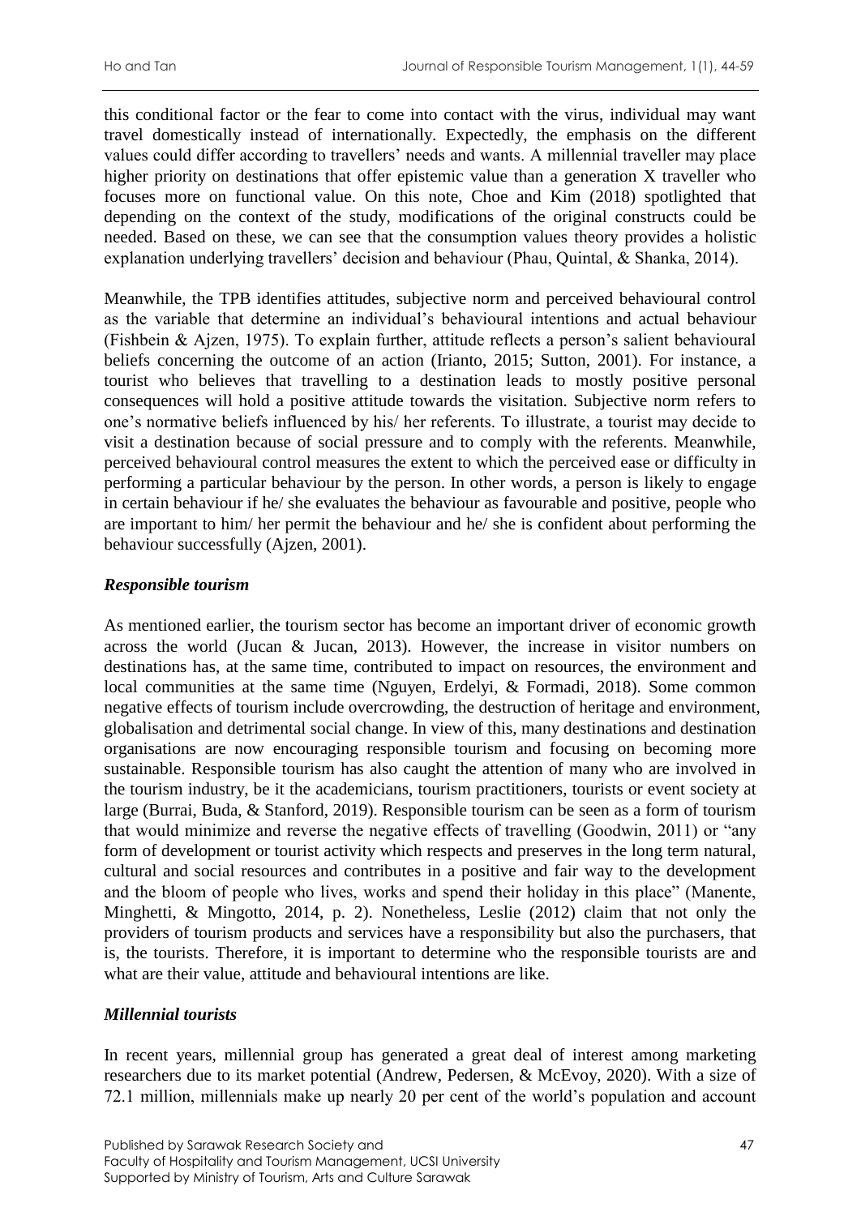this conditional factor or the fear to come into contact with the virus, individual may want travel domestically instead of internationally. Expectedly, the emphasis on the different values could differ according to travellers' needs and wants. A millennial traveller may place higher priority on destinations that offer epistemic value than a generation X traveller who focuses more on functional value. On this note, Choe and Kim (2018) spotlighted that depending on the context of the study, modifications of the original constructs could be needed. Based on these, we can see that the consumption values theory provides a holistic explanation underlying travellers' decision and behaviour (Phau, Quintal, & Shanka, 2014).

Meanwhile, the TPB identifies attitudes, subjective norm and perceived behavioural control as the variable that determine an individual's behavioural intentions and actual behaviour (Fishbein & Ajzen, 1975). To explain further, attitude reflects a person's salient behavioural beliefs concerning the outcome of an action (Irianto, 2015; Sutton, 2001). For instance, a tourist who believes that travelling to a destination leads to mostly positive personal consequences will hold a positive attitude towards the visitation. Subjective norm refers to one's normative beliefs influenced by his/ her referents. To illustrate, a tourist may decide to visit a destination because of social pressure and to comply with the referents. Meanwhile, perceived behavioural control measures the extent to which the perceived ease or difficulty in performing a particular behaviour by the person. In other words, a person is likely to engage in certain behaviour if he/ she evaluates the behaviour as favourable and positive, people who are important to him/ her permit the behaviour and he/ she is confident about performing the behaviour successfully (Ajzen, 2001).

### *Responsible tourism*

As mentioned earlier, the tourism sector has become an important driver of economic growth across the world (Jucan & Jucan, 2013). However, the increase in visitor numbers on destinations has, at the same time, contributed to impact on resources, the environment and local communities at the same time (Nguyen, Erdelyi, & Formadi, 2018). Some common negative effects of tourism include overcrowding, the destruction of heritage and environment, globalisation and detrimental social change. In view of this, many destinations and destination organisations are now encouraging responsible tourism and focusing on becoming more sustainable. Responsible tourism has also caught the attention of many who are involved in the tourism industry, be it the academicians, tourism practitioners, tourists or event society at large (Burrai, Buda, & Stanford, 2019). Responsible tourism can be seen as a form of tourism that would minimize and reverse the negative effects of travelling (Goodwin, 2011) or "any form of development or tourist activity which respects and preserves in the long term natural, cultural and social resources and contributes in a positive and fair way to the development and the bloom of people who lives, works and spend their holiday in this place" (Manente, Minghetti, & Mingotto, 2014, p. 2). Nonetheless, Leslie (2012) claim that not only the providers of tourism products and services have a responsibility but also the purchasers, that is, the tourists. Therefore, it is important to determine who the responsible tourists are and what are their value, attitude and behavioural intentions are like.

### *Millennial tourists*

In recent years, millennial group has generated a great deal of interest among marketing researchers due to its market potential (Andrew, Pedersen, & McEvoy, 2020). With a size of 72.1 million, millennials make up nearly 20 per cent of the world's population and account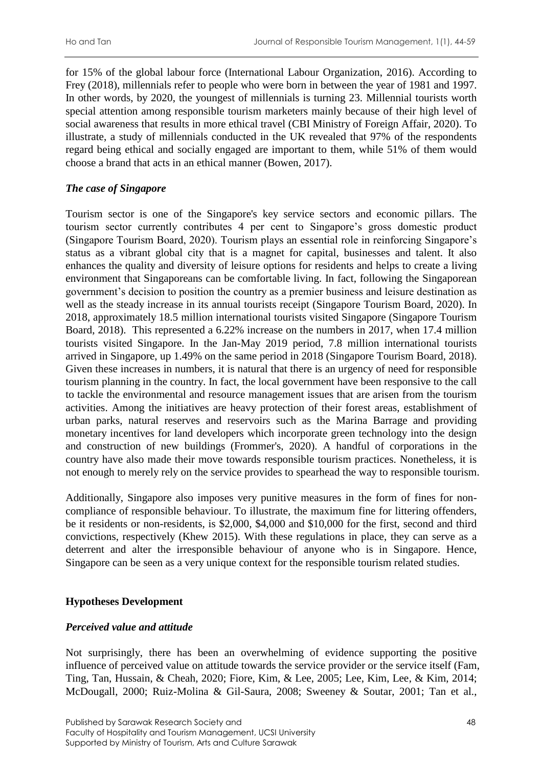for 15% of the global labour force (International Labour Organization, 2016). According to Frey (2018), millennials refer to people who were born in between the year of 1981 and 1997. In other words, by 2020, the youngest of millennials is turning 23. Millennial tourists worth special attention among responsible tourism marketers mainly because of their high level of social awareness that results in more ethical travel (CBI Ministry of Foreign Affair, 2020). To illustrate, a study of millennials conducted in the UK revealed that 97% of the respondents regard being ethical and socially engaged are important to them, while 51% of them would choose a brand that acts in an ethical manner (Bowen, 2017).

### *The case of Singapore*

Tourism sector is one of the Singapore's key service sectors and economic pillars. The tourism sector currently contributes 4 per cent to Singapore's gross domestic product (Singapore Tourism Board, 2020). Tourism plays an essential role in reinforcing Singapore's status as a vibrant global city that is a magnet for capital, businesses and talent. It also enhances the quality and diversity of leisure options for residents and helps to create a living environment that Singaporeans can be comfortable living. In fact, following the Singaporean government's decision to position the country as a premier business and leisure destination as well as the steady increase in its annual tourists receipt (Singapore Tourism Board, 2020). In 2018, approximately 18.5 million international tourists visited Singapore (Singapore Tourism Board, 2018). This represented a 6.22% increase on the numbers in 2017, when 17.4 million tourists visited Singapore. In the Jan-May 2019 period, 7.8 million international tourists arrived in Singapore, up 1.49% on the same period in 2018 (Singapore Tourism Board, 2018). Given these increases in numbers, it is natural that there is an urgency of need for responsible tourism planning in the country. In fact, the local government have been responsive to the call to tackle the environmental and resource management issues that are arisen from the tourism activities. Among the initiatives are heavy protection of their forest areas, establishment of urban parks, natural reserves and reservoirs such as the Marina Barrage and providing monetary incentives for land developers which incorporate green technology into the design and construction of new buildings (Frommer's, 2020). A handful of corporations in the country have also made their move towards responsible tourism practices. Nonetheless, it is not enough to merely rely on the service provides to spearhead the way to responsible tourism.

Additionally, Singapore also imposes very punitive measures in the form of fines for non-compliance of responsible behaviour. To illustrate, the maximum fine for littering offenders, be it residents or non-residents, is $2,000, $4,000 and $10,000 for the first, second and third convictions, respectively (Khew 2015). With these regulations in place, they can serve as a deterrent and alter the irresponsible behaviour of anyone who is in Singapore. Hence, Singapore can be seen as a very unique context for the responsible tourism related studies.

## **Hypotheses Development**

### *Perceived value and attitude*

Not surprisingly, there has been an overwhelming of evidence supporting the positive influence of perceived value on attitude towards the service provider or the service itself (Fam, Ting, Tan, Hussain, & Cheah, 2020; Fiore, Kim, & Lee, 2005; Lee, Kim, Lee, & Kim, 2014; McDougall, 2000; Ruiz-Molina & Gil-Saura, 2008; Sweeney & Soutar, 2001; Tan et al.,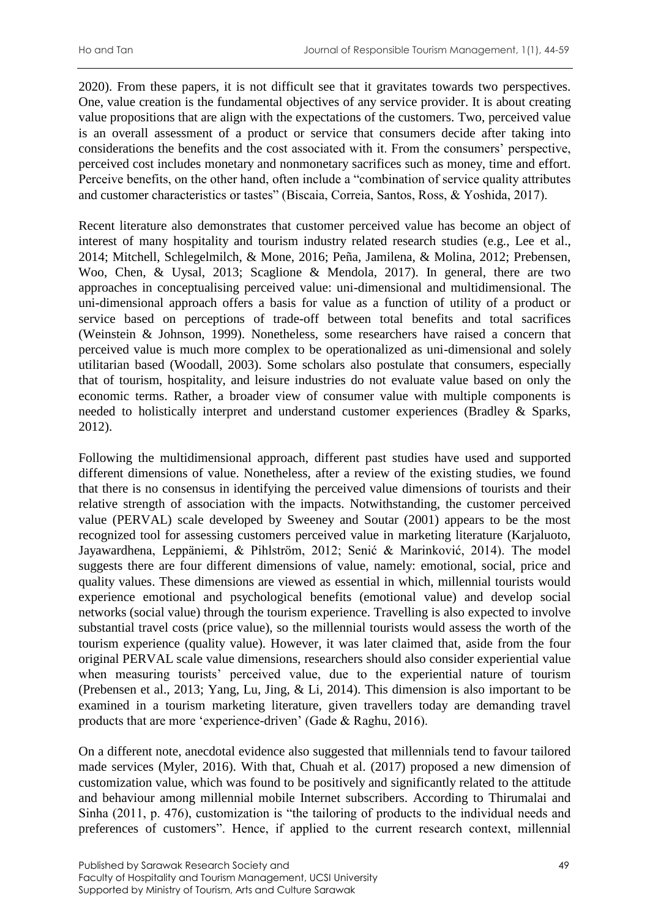2020). From these papers, it is not difficult see that it gravitates towards two perspectives. One, value creation is the fundamental objectives of any service provider. It is about creating value propositions that are align with the expectations of the customers. Two, perceived value is an overall assessment of a product or service that consumers decide after taking into considerations the benefits and the cost associated with it. From the consumers' perspective, perceived cost includes monetary and nonmonetary sacrifices such as money, time and effort. Perceive benefits, on the other hand, often include a "combination of service quality attributes and customer characteristics or tastes" (Biscaia, Correia, Santos, Ross, & Yoshida, 2017).

Recent literature also demonstrates that customer perceived value has become an object of interest of many hospitality and tourism industry related research studies (e.g., Lee et al., 2014; Mitchell, Schlegelmilch, & Mone, 2016; Peña, Jamilena, & Molina, 2012; Prebensen, Woo, Chen, & Uysal, 2013; Scaglione & Mendola, 2017). In general, there are two approaches in conceptualising perceived value: uni-dimensional and multidimensional. The uni-dimensional approach offers a basis for value as a function of utility of a product or service based on perceptions of trade-off between total benefits and total sacrifices (Weinstein & Johnson, 1999). Nonetheless, some researchers have raised a concern that perceived value is much more complex to be operationalized as uni-dimensional and solely utilitarian based (Woodall, 2003). Some scholars also postulate that consumers, especially that of tourism, hospitality, and leisure industries do not evaluate value based on only the economic terms. Rather, a broader view of consumer value with multiple components is needed to holistically interpret and understand customer experiences (Bradley & Sparks, 2012).

Following the multidimensional approach, different past studies have used and supported different dimensions of value. Nonetheless, after a review of the existing studies, we found that there is no consensus in identifying the perceived value dimensions of tourists and their relative strength of association with the impacts. Notwithstanding, the customer perceived value (PERVAL) scale developed by Sweeney and Soutar (2001) appears to be the most recognized tool for assessing customers perceived value in marketing literature (Karjaluoto, Jayawardhena, Leppäniemi, & Pihlström, 2012; Senić & Marinković, 2014). The model suggests there are four different dimensions of value, namely: emotional, social, price and quality values. These dimensions are viewed as essential in which, millennial tourists would experience emotional and psychological benefits (emotional value) and develop social networks (social value) through the tourism experience. Travelling is also expected to involve substantial travel costs (price value), so the millennial tourists would assess the worth of the tourism experience (quality value). However, it was later claimed that, aside from the four original PERVAL scale value dimensions, researchers should also consider experiential value when measuring tourists' perceived value, due to the experiential nature of tourism (Prebensen et al., 2013; Yang, Lu, Jing, & Li, 2014). This dimension is also important to be examined in a tourism marketing literature, given travellers today are demanding travel products that are more 'experience-driven' (Gade & Raghu, 2016).

On a different note, anecdotal evidence also suggested that millennials tend to favour tailored made services (Myler, 2016). With that, Chuah et al. (2017) proposed a new dimension of customization value, which was found to be positively and significantly related to the attitude and behaviour among millennial mobile Internet subscribers. According to Thirumalai and Sinha (2011, p. 476), customization is "the tailoring of products to the individual needs and preferences of customers". Hence, if applied to the current research context, millennial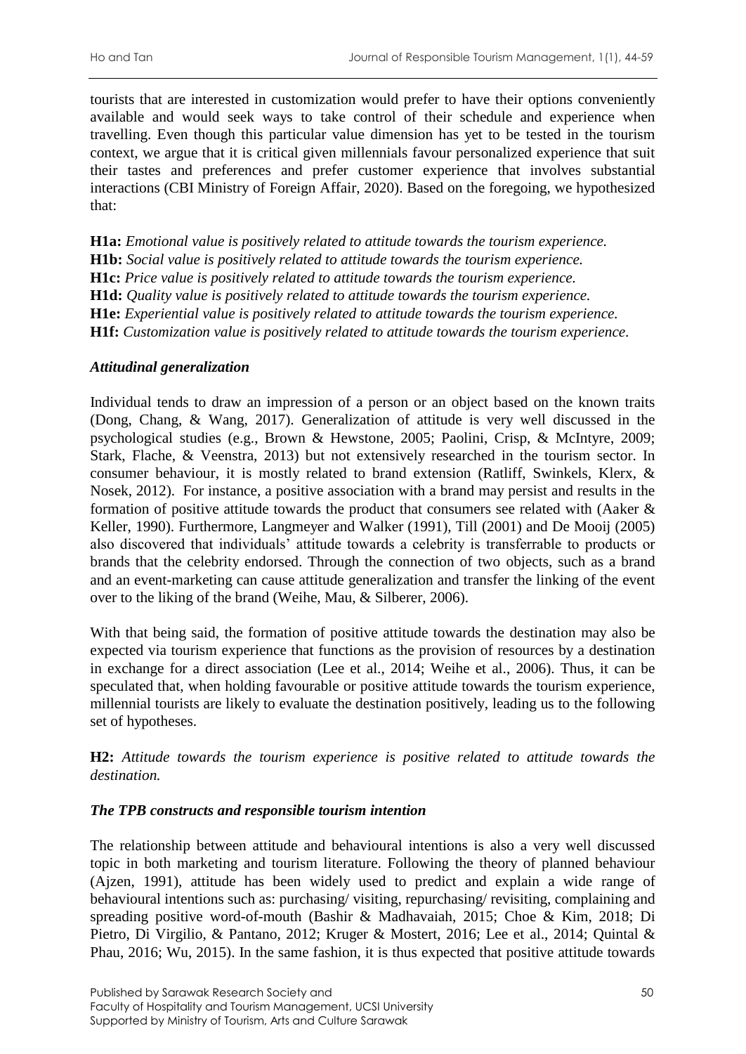tourists that are interested in customization would prefer to have their options conveniently available and would seek ways to take control of their schedule and experience when travelling. Even though this particular value dimension has yet to be tested in the tourism context, we argue that it is critical given millennials favour personalized experience that suit their tastes and preferences and prefer customer experience that involves substantial interactions (CBI Ministry of Foreign Affair, 2020). Based on the foregoing, we hypothesized that:

**H1a:** *Emotional value is positively related to attitude towards the tourism experience.*
**H1b:** *Social value is positively related to attitude towards the tourism experience.*
**H1c:** *Price value is positively related to attitude towards the tourism experience.*
**H1d:** *Quality value is positively related to attitude towards the tourism experience.*
**H1e:** *Experiential value is positively related to attitude towards the tourism experience.*
**H1f:** *Customization value is positively related to attitude towards the tourism experience.*

### *Attitudinal generalization*

Individual tends to draw an impression of a person or an object based on the known traits (Dong, Chang, & Wang, 2017). Generalization of attitude is very well discussed in the psychological studies (e.g., Brown & Hewstone, 2005; Paolini, Crisp, & McIntyre, 2009; Stark, Flache, & Veenstra, 2013) but not extensively researched in the tourism sector. In consumer behaviour, it is mostly related to brand extension (Ratliff, Swinkels, Klerx, & Nosek, 2012). For instance, a positive association with a brand may persist and results in the formation of positive attitude towards the product that consumers see related with (Aaker & Keller, 1990). Furthermore, Langmeyer and Walker (1991), Till (2001) and De Mooij (2005) also discovered that individuals' attitude towards a celebrity is transferrable to products or brands that the celebrity endorsed. Through the connection of two objects, such as a brand and an event-marketing can cause attitude generalization and transfer the linking of the event over to the liking of the brand (Weihe, Mau, & Silberer, 2006).

With that being said, the formation of positive attitude towards the destination may also be expected via tourism experience that functions as the provision of resources by a destination in exchange for a direct association (Lee et al., 2014; Weihe et al., 2006). Thus, it can be speculated that, when holding favourable or positive attitude towards the tourism experience, millennial tourists are likely to evaluate the destination positively, leading us to the following set of hypotheses.

**H2:** *Attitude towards the tourism experience is positive related to attitude towards the destination.*

### *The TPB constructs and responsible tourism intention*

The relationship between attitude and behavioural intentions is also a very well discussed topic in both marketing and tourism literature. Following the theory of planned behaviour (Ajzen, 1991), attitude has been widely used to predict and explain a wide range of behavioural intentions such as: purchasing/ visiting, repurchasing/ revisiting, complaining and spreading positive word-of-mouth (Bashir & Madhavaiah, 2015; Choe & Kim, 2018; Di Pietro, Di Virgilio, & Pantano, 2012; Kruger & Mostert, 2016; Lee et al., 2014; Quintal & Phau, 2016; Wu, 2015). In the same fashion, it is thus expected that positive attitude towards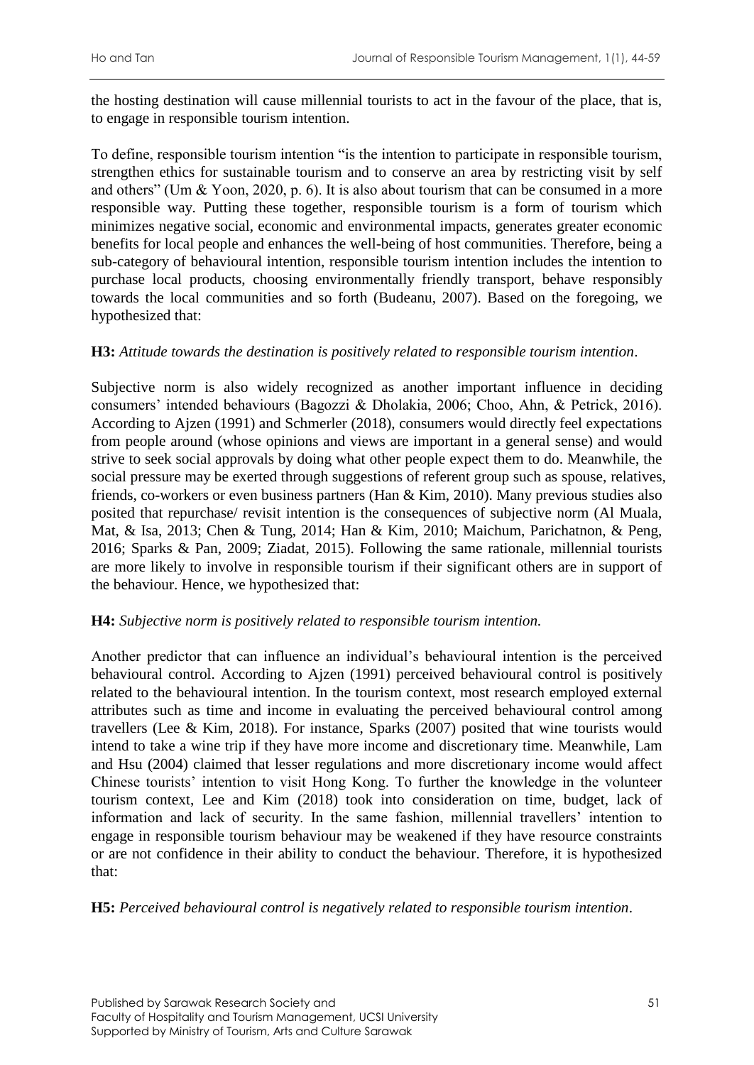the hosting destination will cause millennial tourists to act in the favour of the place, that is, to engage in responsible tourism intention.

To define, responsible tourism intention "is the intention to participate in responsible tourism, strengthen ethics for sustainable tourism and to conserve an area by restricting visit by self and others" (Um & Yoon, 2020, p. 6). It is also about tourism that can be consumed in a more responsible way. Putting these together, responsible tourism is a form of tourism which minimizes negative social, economic and environmental impacts, generates greater economic benefits for local people and enhances the well-being of host communities. Therefore, being a sub-category of behavioural intention, responsible tourism intention includes the intention to purchase local products, choosing environmentally friendly transport, behave responsibly towards the local communities and so forth (Budeanu, 2007). Based on the foregoing, we hypothesized that:

**H3:** *Attitude towards the destination is positively related to responsible tourism intention*.

Subjective norm is also widely recognized as another important influence in deciding consumers' intended behaviours (Bagozzi & Dholakia, 2006; Choo, Ahn, & Petrick, 2016). According to Ajzen (1991) and Schmerler (2018), consumers would directly feel expectations from people around (whose opinions and views are important in a general sense) and would strive to seek social approvals by doing what other people expect them to do. Meanwhile, the social pressure may be exerted through suggestions of referent group such as spouse, relatives, friends, co-workers or even business partners (Han & Kim, 2010). Many previous studies also posited that repurchase/ revisit intention is the consequences of subjective norm (Al Muala, Mat, & Isa, 2013; Chen & Tung, 2014; Han & Kim, 2010; Maichum, Parichatnon, & Peng, 2016; Sparks & Pan, 2009; Ziadat, 2015). Following the same rationale, millennial tourists are more likely to involve in responsible tourism if their significant others are in support of the behaviour. Hence, we hypothesized that:

**H4:** *Subjective norm is positively related to responsible tourism intention.*

Another predictor that can influence an individual's behavioural intention is the perceived behavioural control. According to Ajzen (1991) perceived behavioural control is positively related to the behavioural intention. In the tourism context, most research employed external attributes such as time and income in evaluating the perceived behavioural control among travellers (Lee & Kim, 2018). For instance, Sparks (2007) posited that wine tourists would intend to take a wine trip if they have more income and discretionary time. Meanwhile, Lam and Hsu (2004) claimed that lesser regulations and more discretionary income would affect Chinese tourists' intention to visit Hong Kong. To further the knowledge in the volunteer tourism context, Lee and Kim (2018) took into consideration on time, budget, lack of information and lack of security. In the same fashion, millennial travellers' intention to engage in responsible tourism behaviour may be weakened if they have resource constraints or are not confidence in their ability to conduct the behaviour. Therefore, it is hypothesized that:

**H5:** *Perceived behavioural control is negatively related to responsible tourism intention*.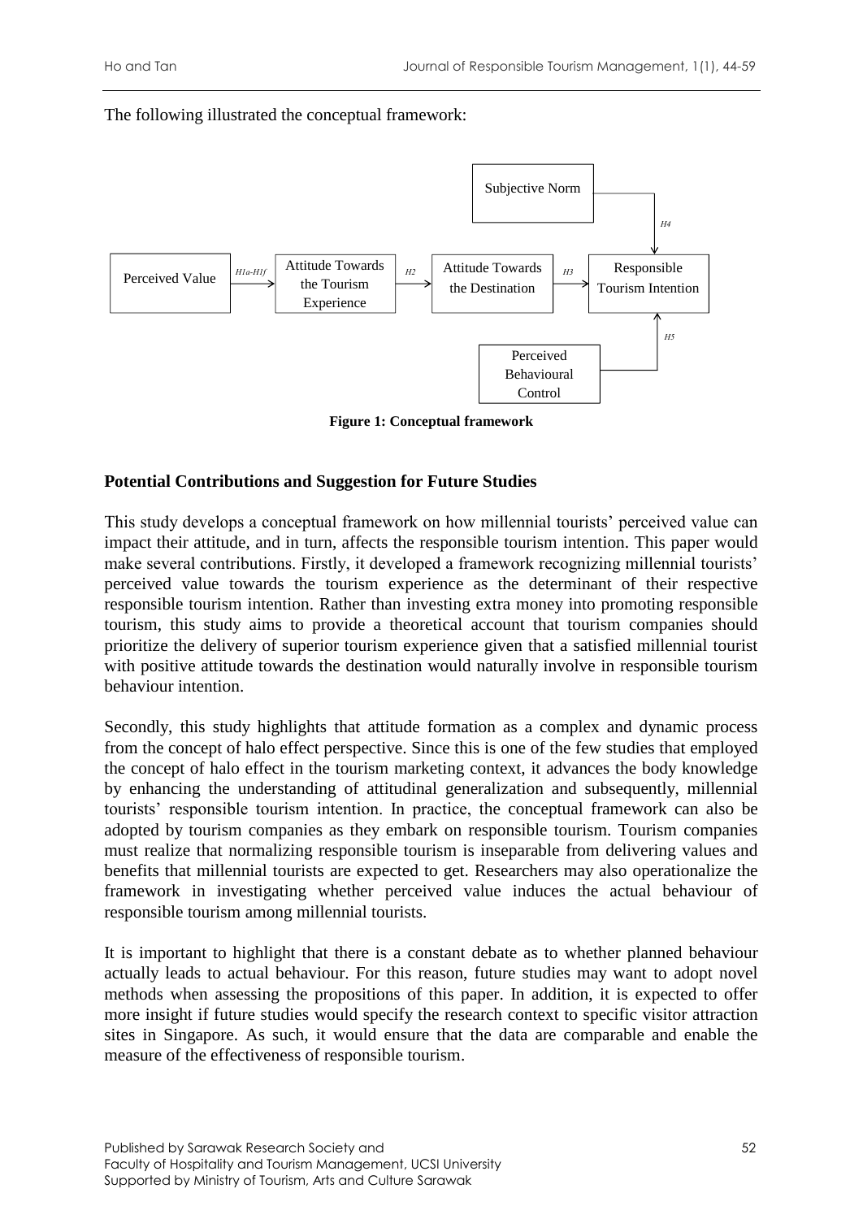The following illustrated the conceptual framework:

Figure 1: Conceptual framework

## Potential Contributions and Suggestion for Future Studies

This study develops a conceptual framework on how millennial tourists' perceived value can impact their attitude, and in turn, affects the responsible tourism intention. This paper would make several contributions. Firstly, it developed a framework recognizing millennial tourists' perceived value towards the tourism experience as the determinant of their respective responsible tourism intention. Rather than investing extra money into promoting responsible tourism, this study aims to provide a theoretical account that tourism companies should prioritize the delivery of superior tourism experience given that a satisfied millennial tourist with positive attitude towards the destination would naturally involve in responsible tourism behaviour intention.

Secondly, this study highlights that attitude formation as a complex and dynamic process from the concept of halo effect perspective. Since this is one of the few studies that employed the concept of halo effect in the tourism marketing context, it advances the body knowledge by enhancing the understanding of attitudinal generalization and subsequently, millennial tourists' responsible tourism intention. In practice, the conceptual framework can also be adopted by tourism companies as they embark on responsible tourism. Tourism companies must realize that normalizing responsible tourism is inseparable from delivering values and benefits that millennial tourists are expected to get. Researchers may also operationalize the framework in investigating whether perceived value induces the actual behaviour of responsible tourism among millennial tourists.

It is important to highlight that there is a constant debate as to whether planned behaviour actually leads to actual behaviour. For this reason, future studies may want to adopt novel methods when assessing the propositions of this paper. In addition, it is expected to offer more insight if future studies would specify the research context to specific visitor attraction sites in Singapore. As such, it would ensure that the data are comparable and enable the measure of the effectiveness of responsible tourism.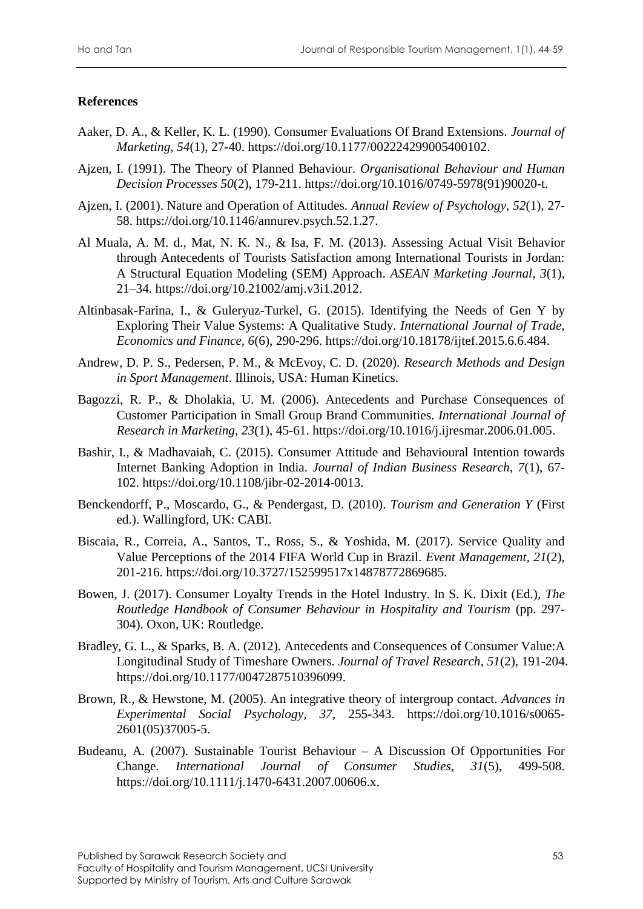## References

Aaker, D. A., & Keller, K. L. (1990). Consumer Evaluations Of Brand Extensions. *Journal of Marketing, 54*(1), 27-40. https://doi.org/10.1177/002224299005400102.

Ajzen, I. (1991). The Theory of Planned Behaviour. *Organisational Behaviour and Human Decision Processes 50*(2), 179-211. https://doi.org/10.1016/0749-5978(91)90020-t.

Ajzen, I. (2001). Nature and Operation of Attitudes. *Annual Review of Psychology*, *52*(1), 27-58. https://doi.org/10.1146/annurev.psych.52.1.27.

Al Muala, A. M. d., Mat, N. K. N., & Isa, F. M. (2013). Assessing Actual Visit Behavior through Antecedents of Tourists Satisfaction among International Tourists in Jordan: A Structural Equation Modeling (SEM) Approach. *ASEAN Marketing Journal*, *3*(1), 21–34. https://doi.org/10.21002/amj.v3i1.2012.

Altinbasak-Farina, I., & Guleryuz-Turkel, G. (2015). Identifying the Needs of Gen Y by Exploring Their Value Systems: A Qualitative Study. *International Journal of Trade, Economics and Finance*, *6*(6), 290-296. https://doi.org/10.18178/ijtef.2015.6.6.484.

Andrew, D. P. S., Pedersen, P. M., & McEvoy, C. D. (2020). *Research Methods and Design in Sport Management*. Illinois, USA: Human Kinetics.

Bagozzi, R. P., & Dholakia, U. M. (2006). Antecedents and Purchase Consequences of Customer Participation in Small Group Brand Communities. *International Journal of Research in Marketing, 23*(1), 45-61. https://doi.org/10.1016/j.ijresmar.2006.01.005.

Bashir, I., & Madhavaiah, C. (2015). Consumer Attitude and Behavioural Intention towards Internet Banking Adoption in India. *Journal of Indian Business Research, 7*(1), 67-102. https://doi.org/10.1108/jibr-02-2014-0013.

Benckendorff, P., Moscardo, G., & Pendergast, D. (2010). *Tourism and Generation Y* (First ed.). Wallingford, UK: CABI.

Biscaia, R., Correia, A., Santos, T., Ross, S., & Yoshida, M. (2017). Service Quality and Value Perceptions of the 2014 FIFA World Cup in Brazil. *Event Management, 21*(2), 201-216. https://doi.org/10.3727/152599517x14878772869685.

Bowen, J. (2017). Consumer Loyalty Trends in the Hotel Industry. In S. K. Dixit (Ed.), *The Routledge Handbook of Consumer Behaviour in Hospitality and Tourism* (pp. 297-304). Oxon, UK: Routledge.

Bradley, G. L., & Sparks, B. A. (2012). Antecedents and Consequences of Consumer Value:A Longitudinal Study of Timeshare Owners. *Journal of Travel Research, 51*(2), 191-204. https://doi.org/10.1177/0047287510396099.

Brown, R., & Hewstone, M. (2005). An integrative theory of intergroup contact. *Advances in Experimental Social Psychology*, *37*, 255-343. https://doi.org/10.1016/s0065-2601(05)37005-5.

Budeanu, A. (2007). Sustainable Tourist Behaviour – A Discussion Of Opportunities For Change. *International Journal of Consumer Studies*, *31*(5), 499-508. https://doi.org/10.1111/j.1470-6431.2007.00606.x.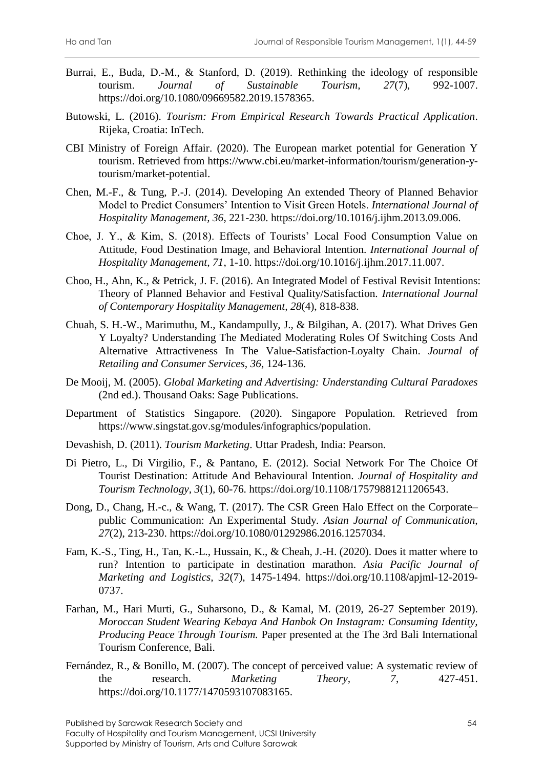Burrai, E., Buda, D.-M., & Stanford, D. (2019). Rethinking the ideology of responsible tourism. *Journal of Sustainable Tourism*, *27*(7), 992-1007. https://doi.org/10.1080/09669582.2019.1578365.

Butowski, L. (2016). *Tourism: From Empirical Research Towards Practical Application*. Rijeka, Croatia: InTech.

CBI Ministry of Foreign Affair. (2020). The European market potential for Generation Y tourism. Retrieved from https://www.cbi.eu/market-information/tourism/generation-y-tourism/market-potential.

Chen, M.-F., & Tung, P.-J. (2014). Developing An extended Theory of Planned Behavior Model to Predict Consumers' Intention to Visit Green Hotels. *International Journal of Hospitality Management, 36*, 221-230. https://doi.org/10.1016/j.ijhm.2013.09.006.

Choe, J. Y., & Kim, S. (2018). Effects of Tourists' Local Food Consumption Value on Attitude, Food Destination Image, and Behavioral Intention. *International Journal of Hospitality Management, 71*, 1-10. https://doi.org/10.1016/j.ijhm.2017.11.007.

Choo, H., Ahn, K., & Petrick, J. F. (2016). An Integrated Model of Festival Revisit Intentions: Theory of Planned Behavior and Festival Quality/Satisfaction. *International Journal of Contemporary Hospitality Management, 28*(4), 818-838.

Chuah, S. H.-W., Marimuthu, M., Kandampully, J., & Bilgihan, A. (2017). What Drives Gen Y Loyalty? Understanding The Mediated Moderating Roles Of Switching Costs And Alternative Attractiveness In The Value-Satisfaction-Loyalty Chain. *Journal of Retailing and Consumer Services, 36*, 124-136.

De Mooij, M. (2005). *Global Marketing and Advertising: Understanding Cultural Paradoxes* (2nd ed.). Thousand Oaks: Sage Publications.

Department of Statistics Singapore. (2020). Singapore Population. Retrieved from https://www.singstat.gov.sg/modules/infographics/population.

Devashish, D. (2011). *Tourism Marketing*. Uttar Pradesh, India: Pearson.

Di Pietro, L., Di Virgilio, F., & Pantano, E. (2012). Social Network For The Choice Of Tourist Destination: Attitude And Behavioural Intention. *Journal of Hospitality and Tourism Technology, 3*(1), 60-76. https://doi.org/10.1108/17579881211206543.

Dong, D., Chang, H.-c., & Wang, T. (2017). The CSR Green Halo Effect on the Corporate–public Communication: An Experimental Study. *Asian Journal of Communication, 27*(2), 213-230. https://doi.org/10.1080/01292986.2016.1257034.

Fam, K.-S., Ting, H., Tan, K.-L., Hussain, K., & Cheah, J.-H. (2020). Does it matter where to run? Intention to participate in destination marathon. *Asia Pacific Journal of Marketing and Logistics, 32*(7), 1475-1494. https://doi.org/10.1108/apjml-12-2019-0737.

Farhan, M., Hari Murti, G., Suharsono, D., & Kamal, M. (2019, 26-27 September 2019). *Moroccan Student Wearing Kebaya And Hanbok On Instagram: Consuming Identity, Producing Peace Through Tourism.* Paper presented at the The 3rd Bali International Tourism Conference, Bali.

Fernández, R., & Bonillo, M. (2007). The concept of perceived value: A systematic review of the research. *Marketing Theory*, *7*, 427-451. https://doi.org/10.1177/1470593107083165.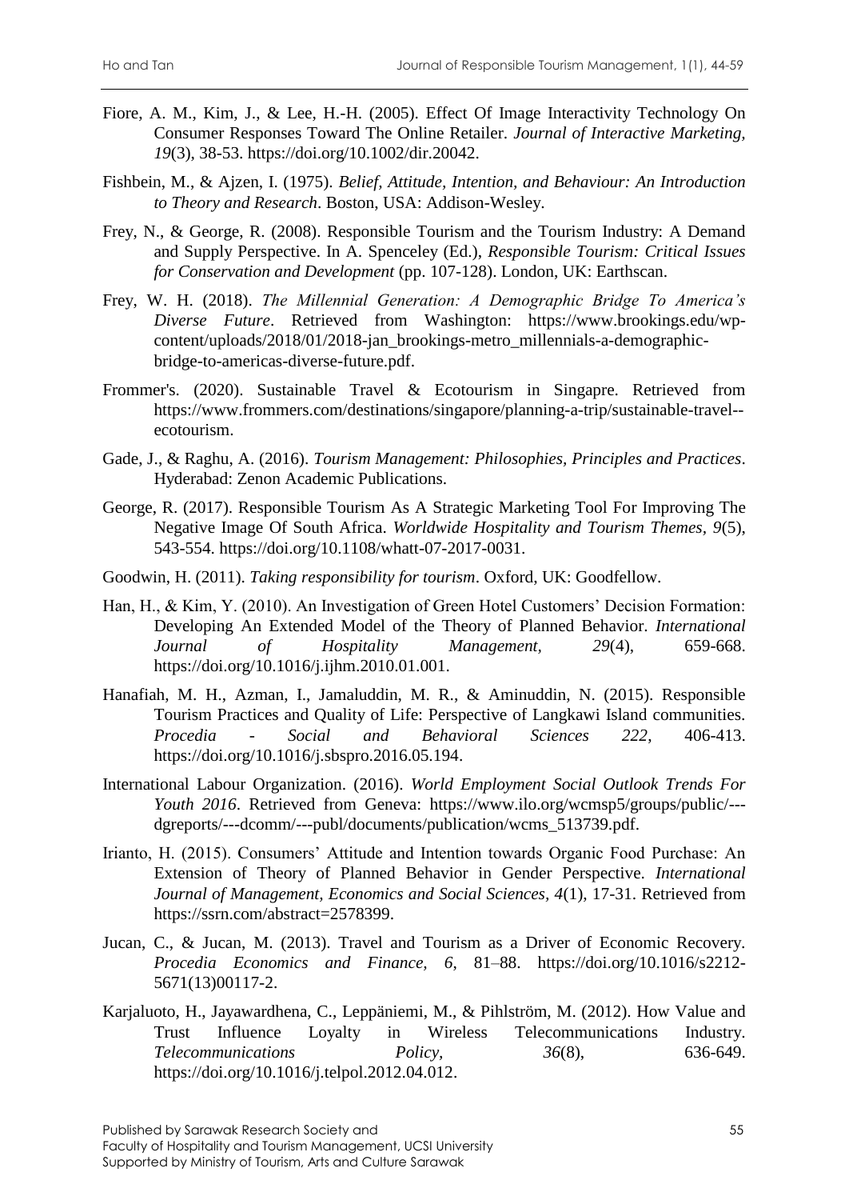Fiore, A. M., Kim, J., & Lee, H.-H. (2005). Effect Of Image Interactivity Technology On Consumer Responses Toward The Online Retailer. *Journal of Interactive Marketing, 19*(3), 38-53. https://doi.org/10.1002/dir.20042.

Fishbein, M., & Ajzen, I. (1975). *Belief, Attitude, Intention, and Behaviour: An Introduction to Theory and Research*. Boston, USA: Addison-Wesley.

Frey, N., & George, R. (2008). Responsible Tourism and the Tourism Industry: A Demand and Supply Perspective. In A. Spenceley (Ed.), *Responsible Tourism: Critical Issues for Conservation and Development* (pp. 107-128). London, UK: Earthscan.

Frey, W. H. (2018). *The Millennial Generation: A Demographic Bridge To America's Diverse Future*. Retrieved from Washington: https://www.brookings.edu/wp-content/uploads/2018/01/2018-jan_brookings-metro_millennials-a-demographic-bridge-to-americas-diverse-future.pdf.

Frommer's. (2020). Sustainable Travel & Ecotourism in Singapre. Retrieved from https://www.frommers.com/destinations/singapore/planning-a-trip/sustainable-travel--ecotourism.

Gade, J., & Raghu, A. (2016). *Tourism Management: Philosophies, Principles and Practices*. Hyderabad: Zenon Academic Publications.

George, R. (2017). Responsible Tourism As A Strategic Marketing Tool For Improving The Negative Image Of South Africa. *Worldwide Hospitality and Tourism Themes*, *9*(5), 543-554. https://doi.org/10.1108/whatt-07-2017-0031.

Goodwin, H. (2011). *Taking responsibility for tourism*. Oxford, UK: Goodfellow.

Han, H., & Kim, Y. (2010). An Investigation of Green Hotel Customers' Decision Formation: Developing An Extended Model of the Theory of Planned Behavior. *International Journal of Hospitality Management*, *29*(4), 659-668. https://doi.org/10.1016/j.ijhm.2010.01.001.

Hanafiah, M. H., Azman, I., Jamaluddin, M. R., & Aminuddin, N. (2015). Responsible Tourism Practices and Quality of Life: Perspective of Langkawi Island communities. *Procedia - Social and Behavioral Sciences 222*, 406-413. https://doi.org/10.1016/j.sbspro.2016.05.194.

International Labour Organization. (2016). *World Employment Social Outlook Trends For Youth 2016*. Retrieved from Geneva: https://www.ilo.org/wcmsp5/groups/public/---dgreports/---dcomm/---publ/documents/publication/wcms_513739.pdf.

Irianto, H. (2015). Consumers' Attitude and Intention towards Organic Food Purchase: An Extension of Theory of Planned Behavior in Gender Perspective. *International Journal of Management, Economics and Social Sciences*, *4*(1), 17-31. Retrieved from https://ssrn.com/abstract=2578399.

Jucan, C., & Jucan, M. (2013). Travel and Tourism as a Driver of Economic Recovery. *Procedia Economics and Finance, 6*, 81–88. https://doi.org/10.1016/s2212-5671(13)00117-2.

Karjaluoto, H., Jayawardhena, C., Leppäniemi, M., & Pihlström, M. (2012). How Value and Trust Influence Loyalty in Wireless Telecommunications Industry. *Telecommunications Policy*, *36*(8), 636-649. https://doi.org/10.1016/j.telpol.2012.04.012.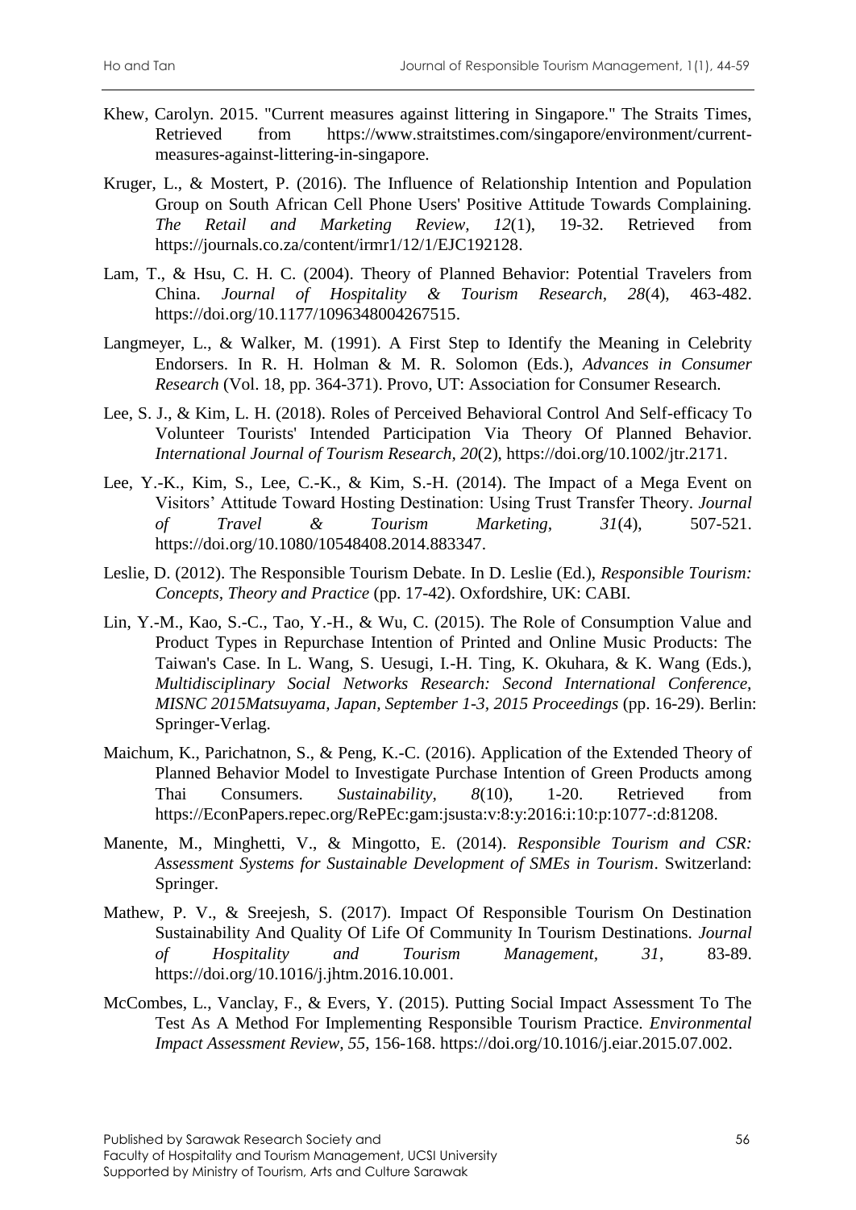Khew, Carolyn. 2015. "Current measures against littering in Singapore." The Straits Times, Retrieved from https://www.straitstimes.com/singapore/environment/current-measures-against-littering-in-singapore.

Kruger, L., & Mostert, P. (2016). The Influence of Relationship Intention and Population Group on South African Cell Phone Users' Positive Attitude Towards Complaining. *The Retail and Marketing Review, 12*(1), 19-32. Retrieved from https://journals.co.za/content/irmr1/12/1/EJC192128.

Lam, T., & Hsu, C. H. C. (2004). Theory of Planned Behavior: Potential Travelers from China. *Journal of Hospitality & Tourism Research, 28*(4), 463-482. https://doi.org/10.1177/1096348004267515.

Langmeyer, L., & Walker, M. (1991). A First Step to Identify the Meaning in Celebrity Endorsers. In R. H. Holman & M. R. Solomon (Eds.), *Advances in Consumer Research* (Vol. 18, pp. 364-371). Provo, UT: Association for Consumer Research.

Lee, S. J., & Kim, L. H. (2018). Roles of Perceived Behavioral Control And Self-efficacy To Volunteer Tourists' Intended Participation Via Theory Of Planned Behavior. *International Journal of Tourism Research, 20*(2), https://doi.org/10.1002/jtr.2171.

Lee, Y.-K., Kim, S., Lee, C.-K., & Kim, S.-H. (2014). The Impact of a Mega Event on Visitors' Attitude Toward Hosting Destination: Using Trust Transfer Theory. *Journal of Travel & Tourism Marketing, 31*(4), 507-521. https://doi.org/10.1080/10548408.2014.883347.

Leslie, D. (2012). The Responsible Tourism Debate. In D. Leslie (Ed.), *Responsible Tourism: Concepts, Theory and Practice* (pp. 17-42). Oxfordshire, UK: CABI.

Lin, Y.-M., Kao, S.-C., Tao, Y.-H., & Wu, C. (2015). The Role of Consumption Value and Product Types in Repurchase Intention of Printed and Online Music Products: The Taiwan's Case. In L. Wang, S. Uesugi, I.-H. Ting, K. Okuhara, & K. Wang (Eds.), *Multidisciplinary Social Networks Research: Second International Conference, MISNC 2015Matsuyama, Japan, September 1-3, 2015 Proceedings* (pp. 16-29). Berlin: Springer-Verlag.

Maichum, K., Parichatnon, S., & Peng, K.-C. (2016). Application of the Extended Theory of Planned Behavior Model to Investigate Purchase Intention of Green Products among Thai Consumers. *Sustainability, 8*(10), 1-20. Retrieved from https://EconPapers.repec.org/RePEc:gam:jsusta:v:8:y:2016:i:10:p:1077-:d:81208.

Manente, M., Minghetti, V., & Mingotto, E. (2014). *Responsible Tourism and CSR: Assessment Systems for Sustainable Development of SMEs in Tourism*. Switzerland: Springer.

Mathew, P. V., & Sreejesh, S. (2017). Impact Of Responsible Tourism On Destination Sustainability And Quality Of Life Of Community In Tourism Destinations. *Journal of Hospitality and Tourism Management, 31*, 83-89. https://doi.org/10.1016/j.jhtm.2016.10.001.

McCombes, L., Vanclay, F., & Evers, Y. (2015). Putting Social Impact Assessment To The Test As A Method For Implementing Responsible Tourism Practice. *Environmental Impact Assessment Review, 55*, 156-168. https://doi.org/10.1016/j.eiar.2015.07.002.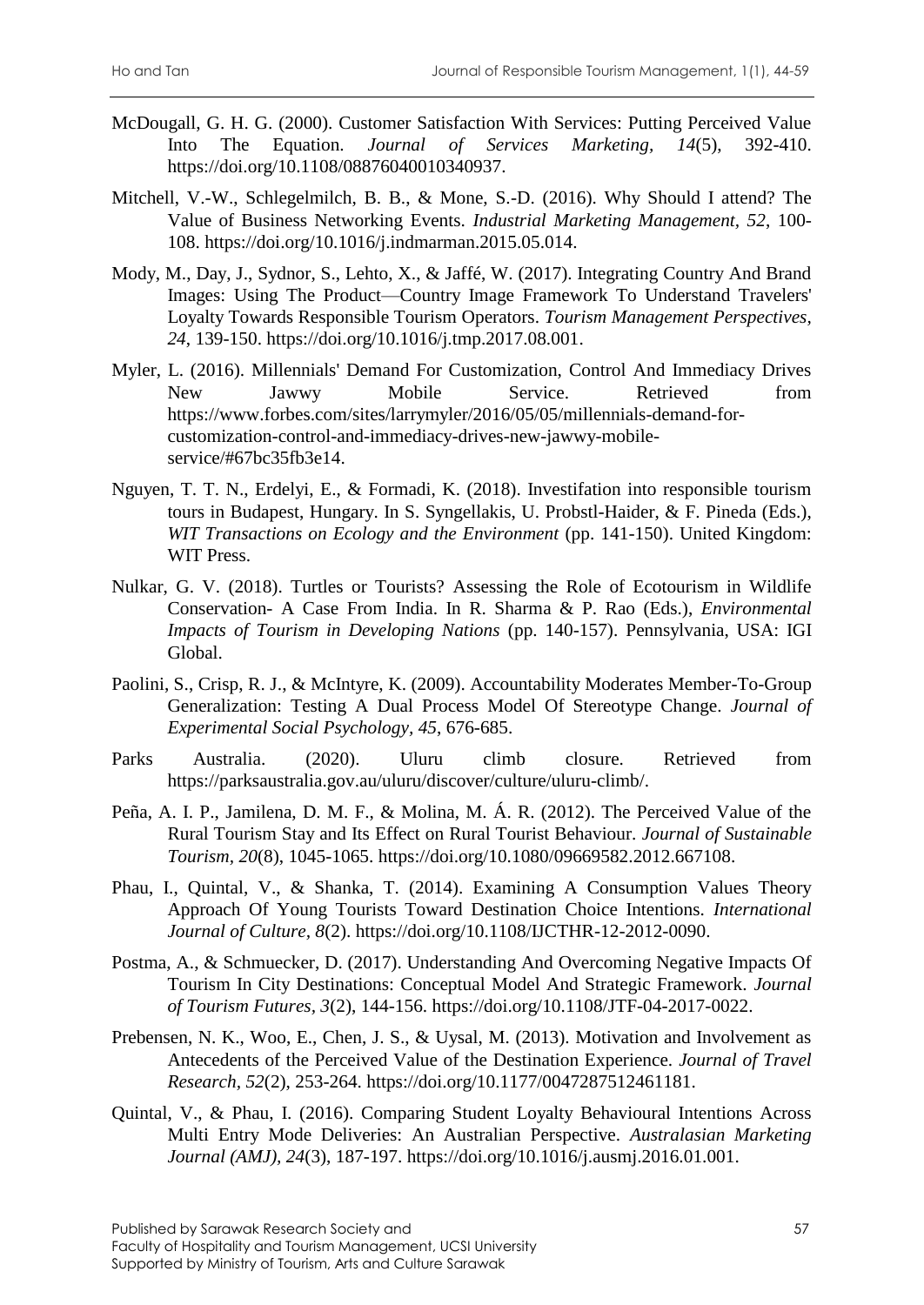McDougall, G. H. G. (2000). Customer Satisfaction With Services: Putting Perceived Value Into The Equation. *Journal of Services Marketing, 14*(5), 392-410. https://doi.org/10.1108/08876040010340937.

Mitchell, V.-W., Schlegelmilch, B. B., & Mone, S.-D. (2016). Why Should I attend? The Value of Business Networking Events. *Industrial Marketing Management, 52*, 100-108. https://doi.org/10.1016/j.indmarman.2015.05.014.

Mody, M., Day, J., Sydnor, S., Lehto, X., & Jaffé, W. (2017). Integrating Country And Brand Images: Using The Product—Country Image Framework To Understand Travelers' Loyalty Towards Responsible Tourism Operators. *Tourism Management Perspectives, 24*, 139-150. https://doi.org/10.1016/j.tmp.2017.08.001.

Myler, L. (2016). Millennials' Demand For Customization, Control And Immediacy Drives New Jawwy Mobile Service. Retrieved from https://www.forbes.com/sites/larrymyler/2016/05/05/millennials-demand-for-customization-control-and-immediacy-drives-new-jawwy-mobile-service/#67bc35fb3e14.

Nguyen, T. T. N., Erdelyi, E., & Formadi, K. (2018). Investifation into responsible tourism tours in Budapest, Hungary. In S. Syngellakis, U. Probstl-Haider, & F. Pineda (Eds.), *WIT Transactions on Ecology and the Environment* (pp. 141-150). United Kingdom: WIT Press.

Nulkar, G. V. (2018). Turtles or Tourists? Assessing the Role of Ecotourism in Wildlife Conservation- A Case From India. In R. Sharma & P. Rao (Eds.), *Environmental Impacts of Tourism in Developing Nations* (pp. 140-157). Pennsylvania, USA: IGI Global.

Paolini, S., Crisp, R. J., & McIntyre, K. (2009). Accountability Moderates Member-To-Group Generalization: Testing A Dual Process Model Of Stereotype Change. *Journal of Experimental Social Psychology, 45*, 676-685.

Parks Australia. (2020). Uluru climb closure. Retrieved from https://parksaustralia.gov.au/uluru/discover/culture/uluru-climb/.

Peña, A. I. P., Jamilena, D. M. F., & Molina, M. Á. R. (2012). The Perceived Value of the Rural Tourism Stay and Its Effect on Rural Tourist Behaviour. *Journal of Sustainable Tourism, 20*(8), 1045-1065. https://doi.org/10.1080/09669582.2012.667108.

Phau, I., Quintal, V., & Shanka, T. (2014). Examining A Consumption Values Theory Approach Of Young Tourists Toward Destination Choice Intentions. *International Journal of Culture, 8*(2). https://doi.org/10.1108/IJCTHR-12-2012-0090.

Postma, A., & Schmuecker, D. (2017). Understanding And Overcoming Negative Impacts Of Tourism In City Destinations: Conceptual Model And Strategic Framework. *Journal of Tourism Futures, 3*(2), 144-156. https://doi.org/10.1108/JTF-04-2017-0022.

Prebensen, N. K., Woo, E., Chen, J. S., & Uysal, M. (2013). Motivation and Involvement as Antecedents of the Perceived Value of the Destination Experience. *Journal of Travel Research, 52*(2), 253-264. https://doi.org/10.1177/0047287512461181.

Quintal, V., & Phau, I. (2016). Comparing Student Loyalty Behavioural Intentions Across Multi Entry Mode Deliveries: An Australian Perspective. *Australasian Marketing Journal (AMJ), 24*(3), 187-197. https://doi.org/10.1016/j.ausmj.2016.01.001.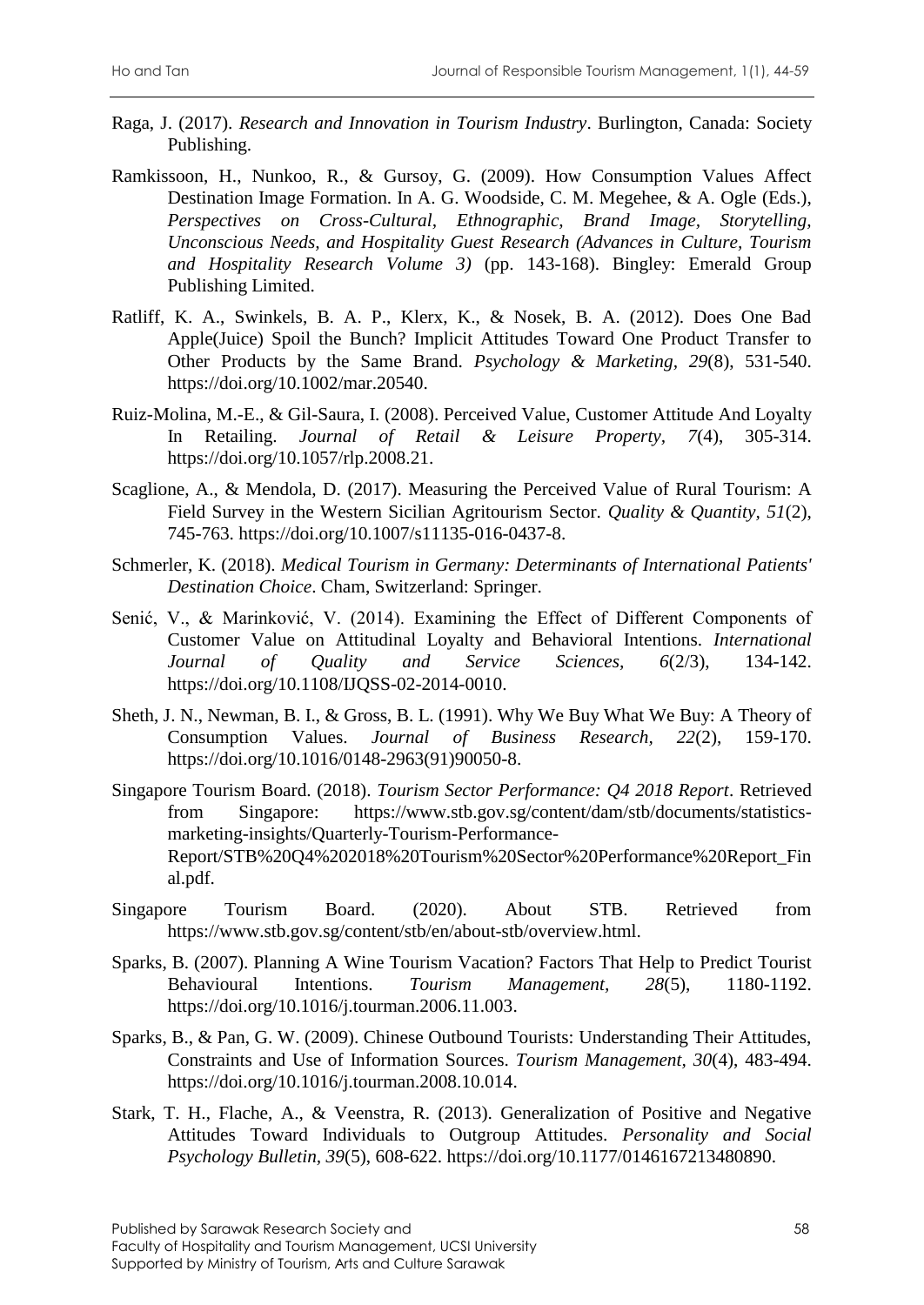Raga, J. (2017). *Research and Innovation in Tourism Industry*. Burlington, Canada: Society Publishing.

Ramkissoon, H., Nunkoo, R., & Gursoy, G. (2009). How Consumption Values Affect Destination Image Formation. In A. G. Woodside, C. M. Megehee, & A. Ogle (Eds.), *Perspectives on Cross-Cultural, Ethnographic, Brand Image, Storytelling, Unconscious Needs, and Hospitality Guest Research (Advances in Culture, Tourism and Hospitality Research Volume 3)* (pp. 143-168). Bingley: Emerald Group Publishing Limited.

Ratliff, K. A., Swinkels, B. A. P., Klerx, K., & Nosek, B. A. (2012). Does One Bad Apple(Juice) Spoil the Bunch? Implicit Attitudes Toward One Product Transfer to Other Products by the Same Brand. *Psychology & Marketing*, *29*(8), 531-540. https://doi.org/10.1002/mar.20540.

Ruiz-Molina, M.-E., & Gil-Saura, I. (2008). Perceived Value, Customer Attitude And Loyalty In Retailing. *Journal of Retail & Leisure Property, 7*(4), 305-314. https://doi.org/10.1057/rlp.2008.21.

Scaglione, A., & Mendola, D. (2017). Measuring the Perceived Value of Rural Tourism: A Field Survey in the Western Sicilian Agritourism Sector. *Quality & Quantity, 51*(2), 745-763. https://doi.org/10.1007/s11135-016-0437-8.

Schmerler, K. (2018). *Medical Tourism in Germany: Determinants of International Patients' Destination Choice*. Cham, Switzerland: Springer.

Senić, V., & Marinković, V. (2014). Examining the Effect of Different Components of Customer Value on Attitudinal Loyalty and Behavioral Intentions. *International Journal of Quality and Service Sciences, 6*(2/3), 134-142. https://doi.org/10.1108/IJQSS-02-2014-0010.

Sheth, J. N., Newman, B. I., & Gross, B. L. (1991). Why We Buy What We Buy: A Theory of Consumption Values. *Journal of Business Research, 22*(2), 159-170. https://doi.org/10.1016/0148-2963(91)90050-8.

Singapore Tourism Board. (2018). *Tourism Sector Performance: Q4 2018 Report*. Retrieved from Singapore: https://www.stb.gov.sg/content/dam/stb/documents/statistics-marketing-insights/Quarterly-Tourism-Performance-Report/STB%20Q4%202018%20Tourism%20Sector%20Performance%20Report_Final.pdf.

Singapore Tourism Board. (2020). About STB. Retrieved from https://www.stb.gov.sg/content/stb/en/about-stb/overview.html.

Sparks, B. (2007). Planning A Wine Tourism Vacation? Factors That Help to Predict Tourist Behavioural Intentions. *Tourism Management, 28*(5), 1180-1192. https://doi.org/10.1016/j.tourman.2006.11.003.

Sparks, B., & Pan, G. W. (2009). Chinese Outbound Tourists: Understanding Their Attitudes, Constraints and Use of Information Sources. *Tourism Management, 30*(4), 483-494. https://doi.org/10.1016/j.tourman.2008.10.014.

Stark, T. H., Flache, A., & Veenstra, R. (2013). Generalization of Positive and Negative Attitudes Toward Individuals to Outgroup Attitudes. *Personality and Social Psychology Bulletin, 39*(5), 608-622. https://doi.org/10.1177/0146167213480890.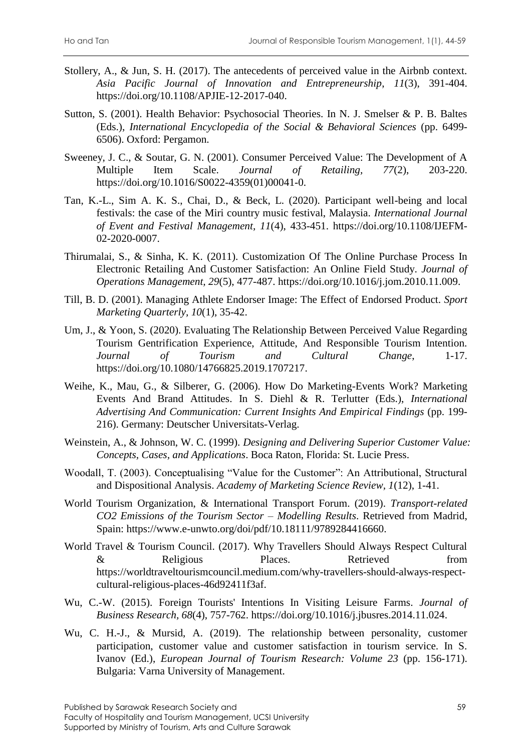Stollery, A., & Jun, S. H. (2017). The antecedents of perceived value in the Airbnb context. *Asia Pacific Journal of Innovation and Entrepreneurship*, *11*(3), 391-404. https://doi.org/10.1108/APJIE-12-2017-040.

Sutton, S. (2001). Health Behavior: Psychosocial Theories. In N. J. Smelser & P. B. Baltes (Eds.), *International Encyclopedia of the Social & Behavioral Sciences* (pp. 6499-6506). Oxford: Pergamon.

Sweeney, J. C., & Soutar, G. N. (2001). Consumer Perceived Value: The Development of A Multiple Item Scale. *Journal of Retailing*, *77*(2), 203-220. https://doi.org/10.1016/S0022-4359(01)00041-0.

Tan, K.-L., Sim A. K. S., Chai, D., & Beck, L. (2020). Participant well-being and local festivals: the case of the Miri country music festival, Malaysia. *International Journal of Event and Festival Management, 11*(4), 433-451. https://doi.org/10.1108/IJEFM-02-2020-0007.

Thirumalai, S., & Sinha, K. K. (2011). Customization Of The Online Purchase Process In Electronic Retailing And Customer Satisfaction: An Online Field Study. *Journal of Operations Management, 29*(5), 477-487. https://doi.org/10.1016/j.jom.2010.11.009.

Till, B. D. (2001). Managing Athlete Endorser Image: The Effect of Endorsed Product. *Sport Marketing Quarterly, 10*(1), 35-42.

Um, J., & Yoon, S. (2020). Evaluating The Relationship Between Perceived Value Regarding Tourism Gentrification Experience, Attitude, And Responsible Tourism Intention. *Journal of Tourism and Cultural Change,* 1-17. https://doi.org/10.1080/14766825.2019.1707217.

Weihe, K., Mau, G., & Silberer, G. (2006). How Do Marketing-Events Work? Marketing Events And Brand Attitudes. In S. Diehl & R. Terlutter (Eds.), *International Advertising And Communication: Current Insights And Empirical Findings* (pp. 199-216). Germany: Deutscher Universitats-Verlag.

Weinstein, A., & Johnson, W. C. (1999). *Designing and Delivering Superior Customer Value: Concepts, Cases, and Applications*. Boca Raton, Florida: St. Lucie Press.

Woodall, T. (2003). Conceptualising "Value for the Customer": An Attributional, Structural and Dispositional Analysis. *Academy of Marketing Science Review*, *1*(12), 1-41.

World Tourism Organization, & International Transport Forum. (2019). *Transport-related CO2 Emissions of the Tourism Sector – Modelling Results*. Retrieved from Madrid, Spain: https://www.e-unwto.org/doi/pdf/10.18111/9789284416660.

World Travel & Tourism Council. (2017). Why Travellers Should Always Respect Cultural & Religious Places. Retrieved from https://worldtraveltourismcouncil.medium.com/why-travellers-should-always-respect-cultural-religious-places-46d92411f3af.

Wu, C.-W. (2015). Foreign Tourists' Intentions In Visiting Leisure Farms. *Journal of Business Research*, *68*(4), 757-762. https://doi.org/10.1016/j.jbusres.2014.11.024.

Wu, C. H.-J., & Mursid, A. (2019). The relationship between personality, customer participation, customer value and customer satisfaction in tourism service. In S. Ivanov (Ed.), *European Journal of Tourism Research: Volume 23* (pp. 156-171). Bulgaria: Varna University of Management.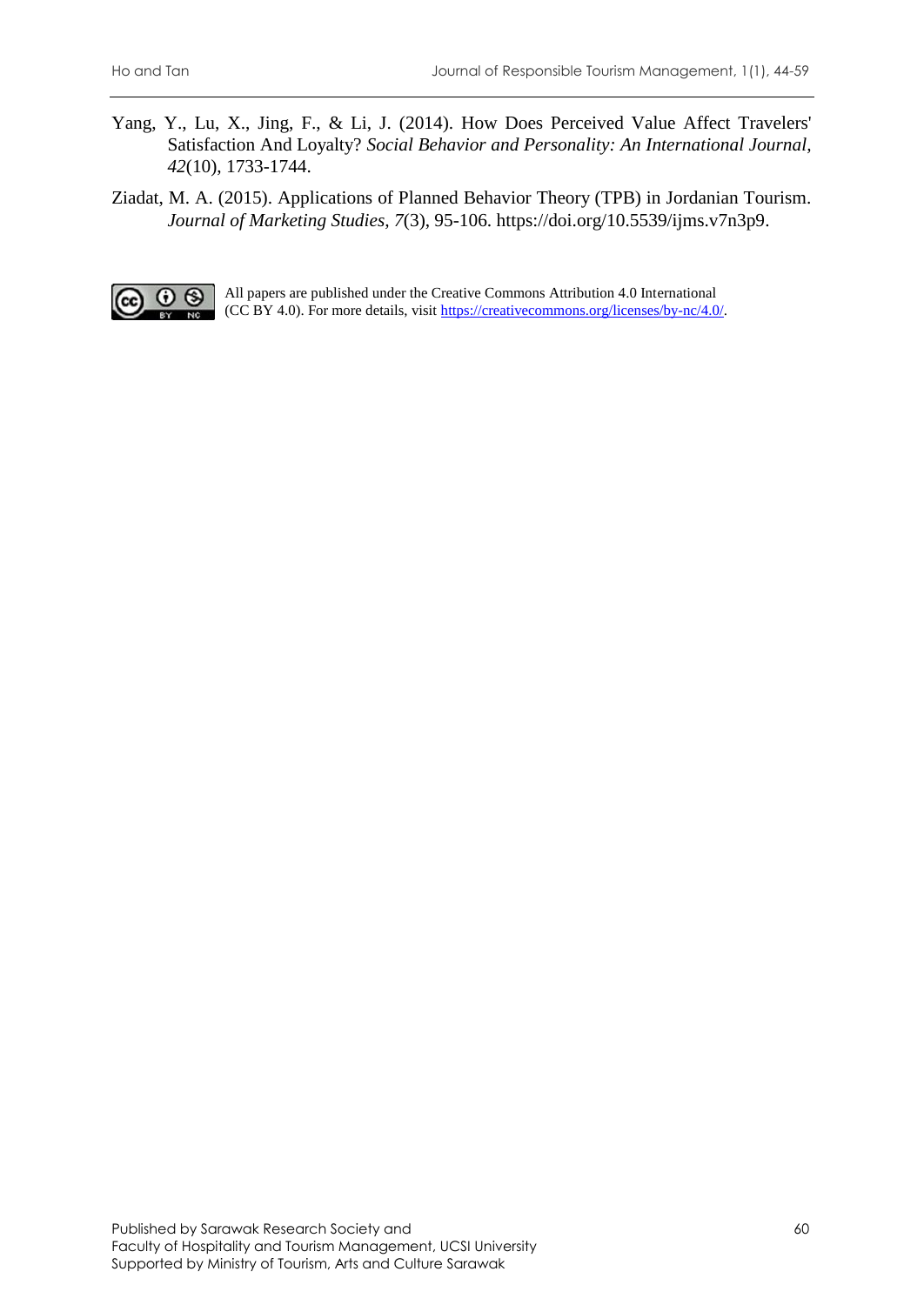Yang, Y., Lu, X., Jing, F., & Li, J. (2014). How Does Perceived Value Affect Travelers' Satisfaction And Loyalty? *Social Behavior and Personality: An International Journal, 42*(10), 1733-1744.

Ziadat, M. A. (2015). Applications of Planned Behavior Theory (TPB) in Jordanian Tourism. *Journal of Marketing Studies, 7*(3), 95-106. https://doi.org/10.5539/ijms.v7n3p9.

All papers are published under the Creative Commons Attribution 4.0 International (CC BY 4.0). For more details, visit https://creativecommons.org/licenses/by-nc/4.0/.

Published by Sarawak Research Society and
Faculty of Hospitality and Tourism Management, UCSI University
Supported by Ministry of Tourism, Arts and Culture Sarawak